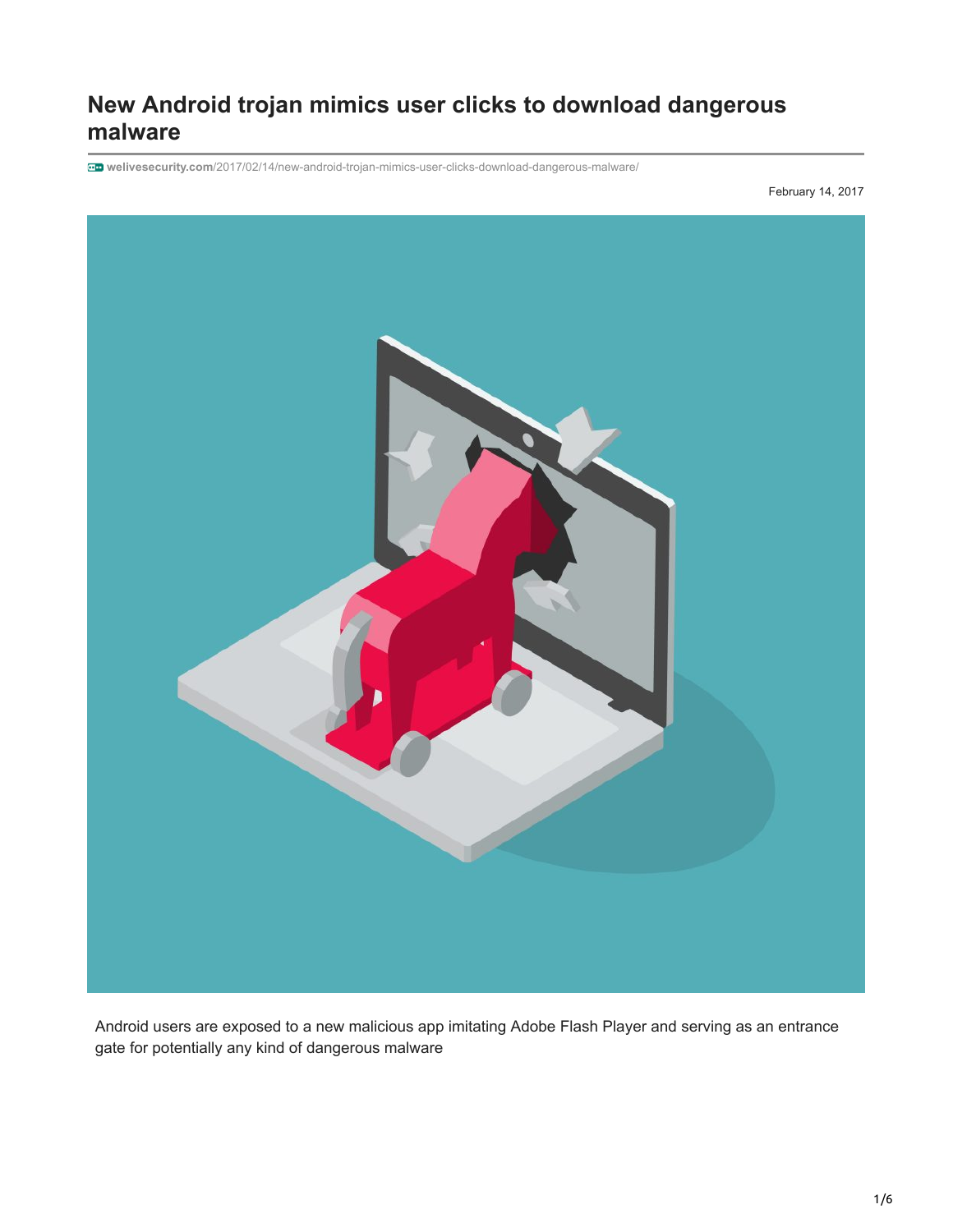# New Android trojan mimics user clicks to download dangerous malware

welivesecurity.com/2017/02/14/new-android-trojan-mimics-user-clicks-download-dangerous-malware/

February 14, 2017

Android users are exposed to a new malicious app imitating Adobe Flash Player and serving as an entrance gate for potentially any kind of dangerous malware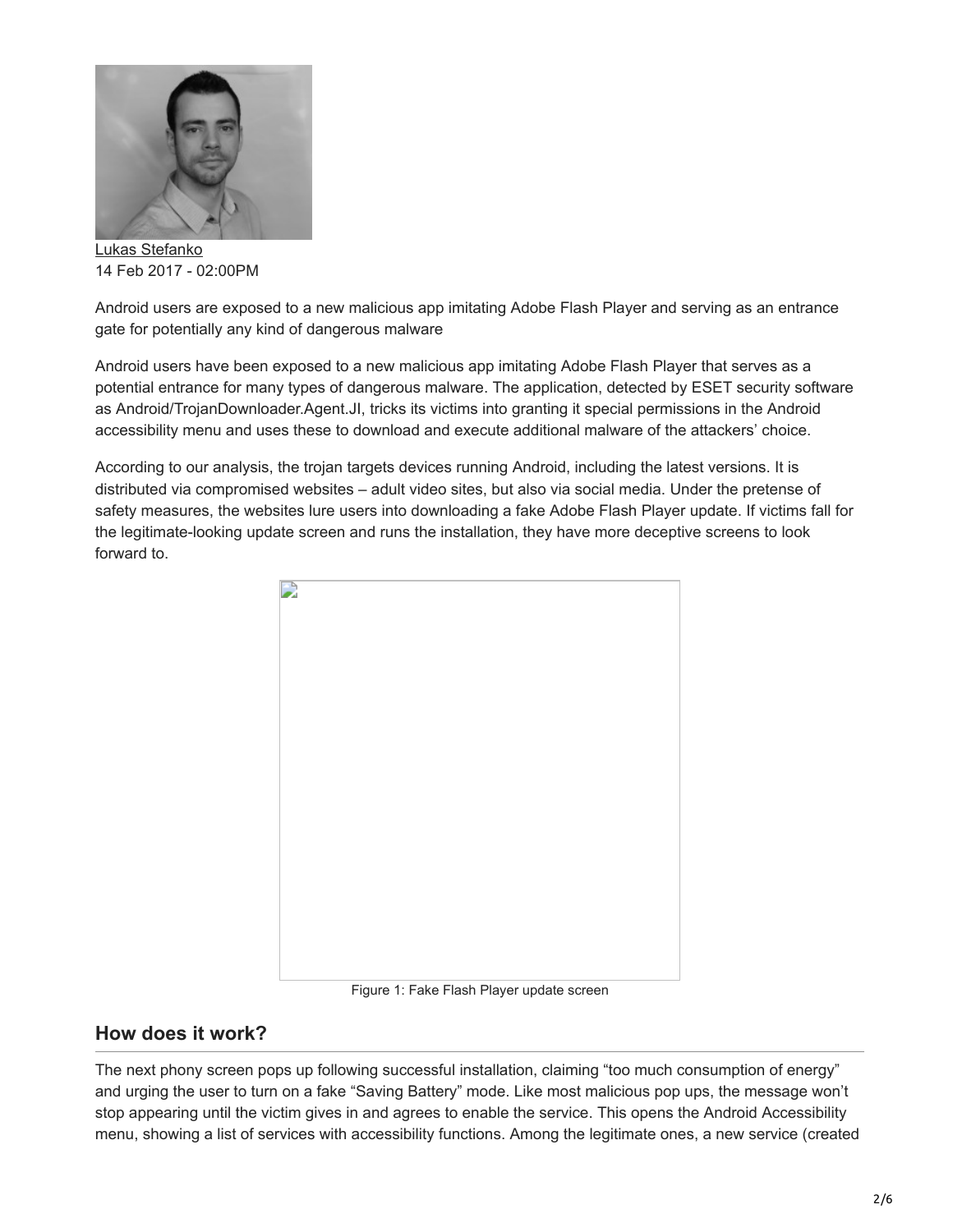Lukas Stefanko
14 Feb 2017 - 02:00PM

Android users are exposed to a new malicious app imitating Adobe Flash Player and serving as an entrance gate for potentially any kind of dangerous malware

Android users have been exposed to a new malicious app imitating Adobe Flash Player that serves as a potential entrance for many types of dangerous malware. The application, detected by ESET security software as Android/TrojanDownloader.Agent.JI, tricks its victims into granting it special permissions in the Android accessibility menu and uses these to download and execute additional malware of the attackers' choice.

According to our analysis, the trojan targets devices running Android, including the latest versions. It is distributed via compromised websites – adult video sites, but also via social media. Under the pretense of safety measures, the websites lure users into downloading a fake Adobe Flash Player update. If victims fall for the legitimate-looking update screen and runs the installation, they have more deceptive screens to look forward to.

Figure 1: Fake Flash Player update screen

## How does it work?

The next phony screen pops up following successful installation, claiming "too much consumption of energy" and urging the user to turn on a fake "Saving Battery" mode. Like most malicious pop ups, the message won't stop appearing until the victim gives in and agrees to enable the service. This opens the Android Accessibility menu, showing a list of services with accessibility functions. Among the legitimate ones, a new service (created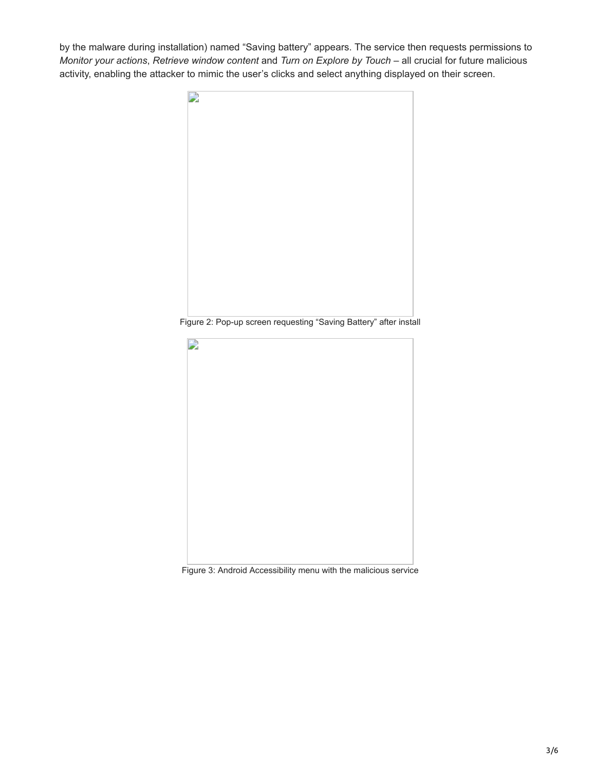by the malware during installation) named “Saving battery” appears. The service then requests permissions to *Monitor your actions*, *Retrieve window content* and *Turn on Explore by Touch* – all crucial for future malicious activity, enabling the attacker to mimic the user’s clicks and select anything displayed on their screen.

Figure 2: Pop-up screen requesting “Saving Battery” after install

Figure 3: Android Accessibility menu with the malicious service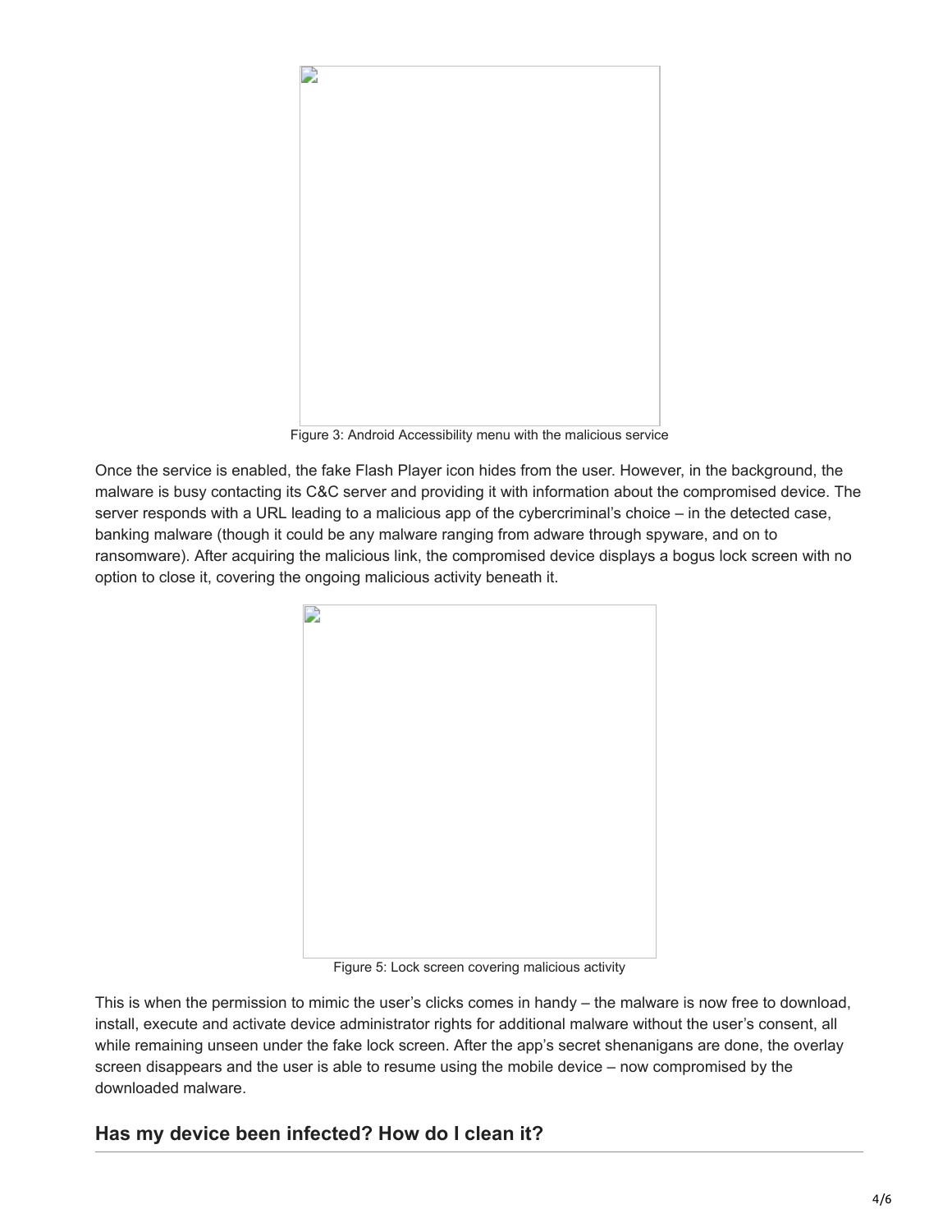Figure 3: Android Accessibility menu with the malicious service

Once the service is enabled, the fake Flash Player icon hides from the user. However, in the background, the malware is busy contacting its C&C server and providing it with information about the compromised device. The server responds with a URL leading to a malicious app of the cybercriminal's choice – in the detected case, banking malware (though it could be any malware ranging from adware through spyware, and on to ransomware). After acquiring the malicious link, the compromised device displays a bogus lock screen with no option to close it, covering the ongoing malicious activity beneath it.

Figure 5: Lock screen covering malicious activity

This is when the permission to mimic the user's clicks comes in handy – the malware is now free to download, install, execute and activate device administrator rights for additional malware without the user's consent, all while remaining unseen under the fake lock screen. After the app's secret shenanigans are done, the overlay screen disappears and the user is able to resume using the mobile device – now compromised by the downloaded malware.

## Has my device been infected? How do I clean it?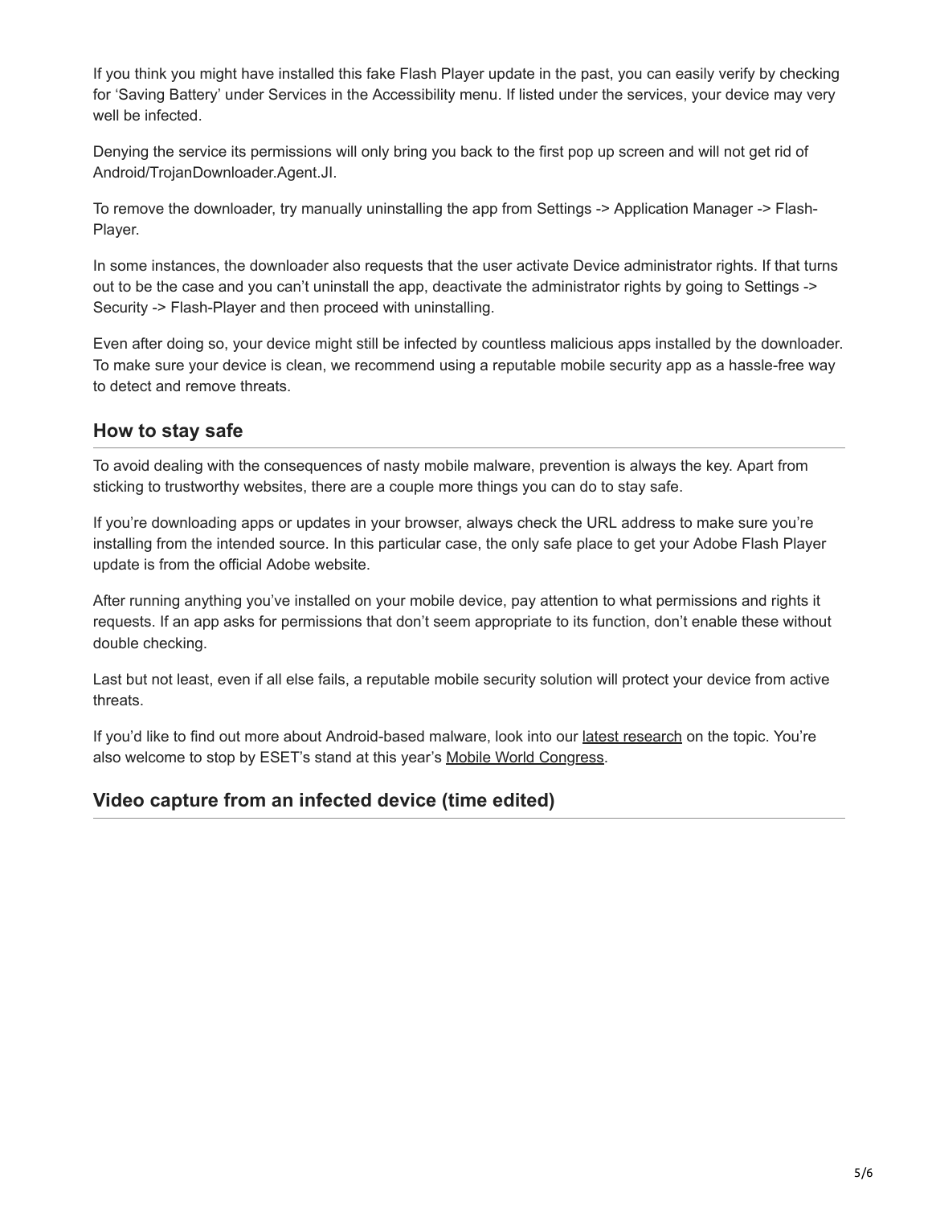If you think you might have installed this fake Flash Player update in the past, you can easily verify by checking for 'Saving Battery' under Services in the Accessibility menu. If listed under the services, your device may very well be infected.

Denying the service its permissions will only bring you back to the first pop up screen and will not get rid of Android/TrojanDownloader.Agent.JI.

To remove the downloader, try manually uninstalling the app from Settings -> Application Manager -> Flash-Player.

In some instances, the downloader also requests that the user activate Device administrator rights. If that turns out to be the case and you can't uninstall the app, deactivate the administrator rights by going to Settings -> Security -> Flash-Player and then proceed with uninstalling.

Even after doing so, your device might still be infected by countless malicious apps installed by the downloader. To make sure your device is clean, we recommend using a reputable mobile security app as a hassle-free way to detect and remove threats.

## How to stay safe

To avoid dealing with the consequences of nasty mobile malware, prevention is always the key. Apart from sticking to trustworthy websites, there are a couple more things you can do to stay safe.

If you're downloading apps or updates in your browser, always check the URL address to make sure you're installing from the intended source. In this particular case, the only safe place to get your Adobe Flash Player update is from the official Adobe website.

After running anything you've installed on your mobile device, pay attention to what permissions and rights it requests. If an app asks for permissions that don't seem appropriate to its function, don't enable these without double checking.

Last but not least, even if all else fails, a reputable mobile security solution will protect your device from active threats.

If you'd like to find out more about Android-based malware, look into our latest research on the topic. You're also welcome to stop by ESET's stand at this year's Mobile World Congress.

## Video capture from an infected device (time edited)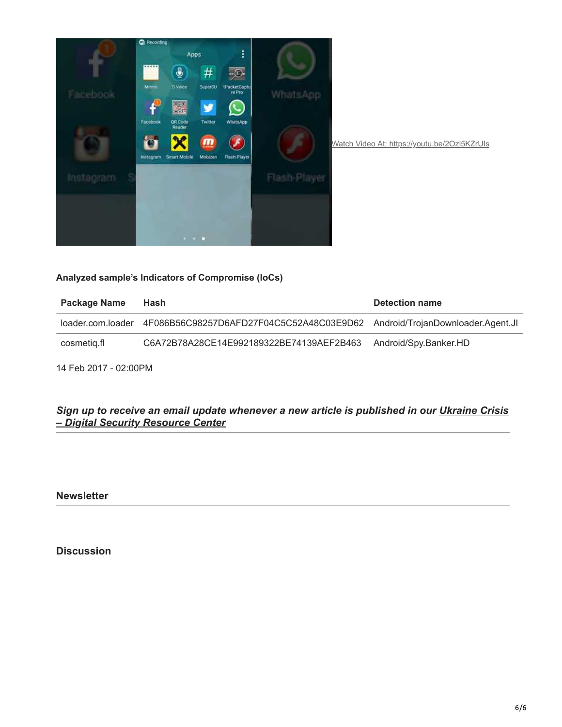Watch Video At: https://youtu.be/2Ozl5KZrUls

**Analyzed sample's Indicators of Compromise (IoCs)**

| Package Name | Hash | Detection name |
|---|---|---|
| loader.com.loader | 4F086B56C98257D6AFD27F04C5C52A48C03E9D62 | Android/TrojanDownloader.Agent.JI |
| cosmetiq.fl | C6A72B78A28CE14E992189322BE74139AEF2B463 | Android/Spy.Banker.HD |

14 Feb 2017 - 02:00PM

***Sign up to receive an email update whenever a new article is published in our Ukraine Crisis – Digital Security Resource Center***

**Newsletter**

**Discussion**